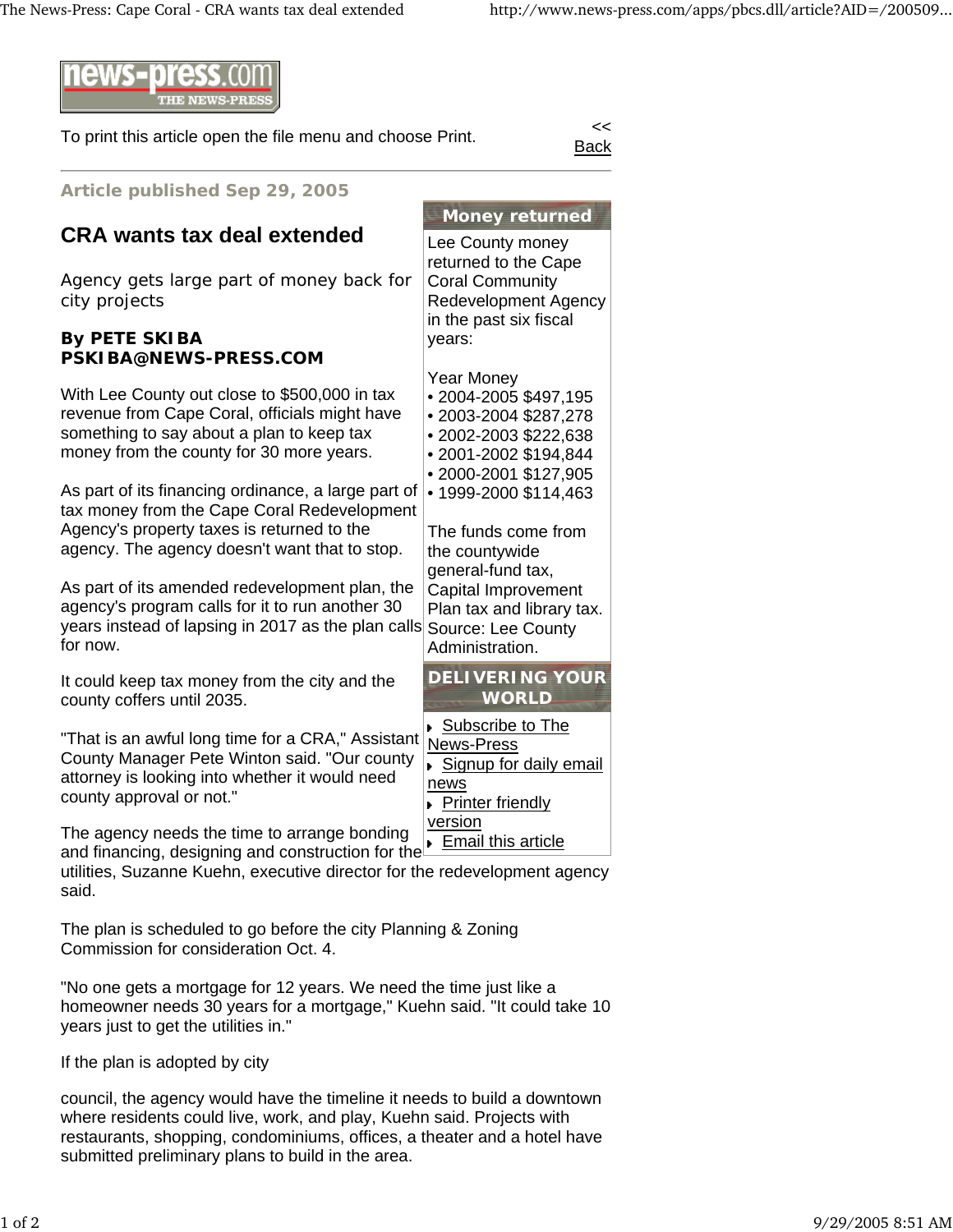news-press.com
THE NEWS-PRESS

To print this article open the file menu and choose Print.

<< Back

Article published Sep 29, 2005

# CRA wants tax deal extended

Agency gets large part of money back for city projects

**By PETE SKIBA**
**PSKIBA@NEWS-PRESS.COM**

With Lee County out close to $500,000 in tax revenue from Cape Coral, officials might have something to say about a plan to keep tax money from the county for 30 more years.

As part of its financing ordinance, a large part of tax money from the Cape Coral Redevelopment Agency's property taxes is returned to the agency. The agency doesn't want that to stop.

As part of its amended redevelopment plan, the agency's program calls for it to run another 30 years instead of lapsing in 2017 as the plan calls for now.

It could keep tax money from the city and the county coffers until 2035.

"That is an awful long time for a CRA," Assistant County Manager Pete Winton said. "Our county attorney is looking into whether it would need county approval or not."

The agency needs the time to arrange bonding and financing, designing and construction for the utilities, Suzanne Kuehn, executive director for the redevelopment agency said.

The plan is scheduled to go before the city Planning & Zoning Commission for consideration Oct. 4.

"No one gets a mortgage for 12 years. We need the time just like a homeowner needs 30 years for a mortgage," Kuehn said. "It could take 10 years just to get the utilities in."

If the plan is adopted by city

council, the agency would have the timeline it needs to build a downtown where residents could live, work, and play, Kuehn said. Projects with restaurants, shopping, condominiums, offices, a theater and a hotel have submitted preliminary plans to build in the area.

## Money returned

Lee County money returned to the Cape Coral Community Redevelopment Agency in the past six fiscal years:

| Year | Money |
|---|---|
| 2004-2005 | $497,195 |
| 2003-2004 | $287,278 |
| 2002-2003 | $222,638 |
| 2001-2002 | $194,844 |
| 2000-2001 | $127,905 |
| 1999-2000 | $114,463 |

The funds come from the countywide general-fund tax, Capital Improvement Plan tax and library tax.
Source: Lee County Administration.

## DELIVERING YOUR WORLD

- Subscribe to The News-Press
- Signup for daily email news
- Printer friendly version
- Email this article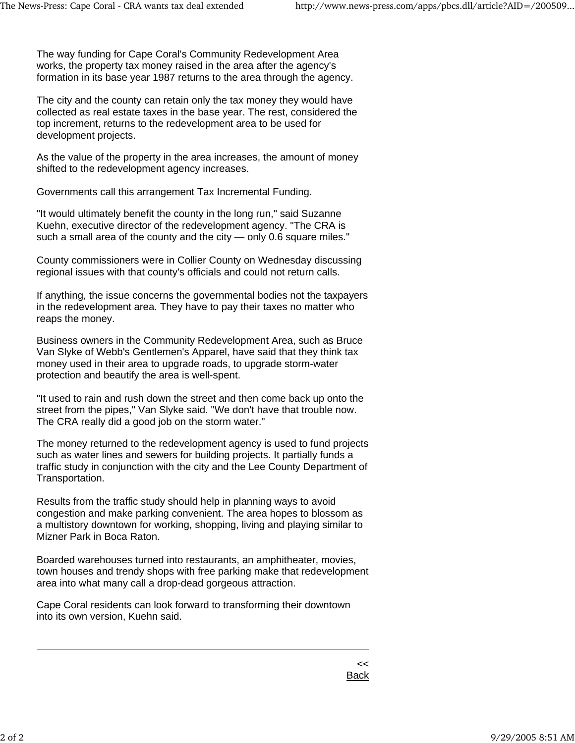The way funding for Cape Coral's Community Redevelopment Area works, the property tax money raised in the area after the agency's formation in its base year 1987 returns to the area through the agency.

The city and the county can retain only the tax money they would have collected as real estate taxes in the base year. The rest, considered the top increment, returns to the redevelopment area to be used for development projects.

As the value of the property in the area increases, the amount of money shifted to the redevelopment agency increases.

Governments call this arrangement Tax Incremental Funding.

"It would ultimately benefit the county in the long run," said Suzanne Kuehn, executive director of the redevelopment agency. "The CRA is such a small area of the county and the city — only 0.6 square miles."

County commissioners were in Collier County on Wednesday discussing regional issues with that county's officials and could not return calls.

If anything, the issue concerns the governmental bodies not the taxpayers in the redevelopment area. They have to pay their taxes no matter who reaps the money.

Business owners in the Community Redevelopment Area, such as Bruce Van Slyke of Webb's Gentlemen's Apparel, have said that they think tax money used in their area to upgrade roads, to upgrade storm-water protection and beautify the area is well-spent.

"It used to rain and rush down the street and then come back up onto the street from the pipes," Van Slyke said. "We don't have that trouble now. The CRA really did a good job on the storm water."

The money returned to the redevelopment agency is used to fund projects such as water lines and sewers for building projects. It partially funds a traffic study in conjunction with the city and the Lee County Department of Transportation.

Results from the traffic study should help in planning ways to avoid congestion and make parking convenient. The area hopes to blossom as a multistory downtown for working, shopping, living and playing similar to Mizner Park in Boca Raton.

Boarded warehouses turned into restaurants, an amphitheater, movies, town houses and trendy shops with free parking make that redevelopment area into what many call a drop-dead gorgeous attraction.

Cape Coral residents can look forward to transforming their downtown into its own version, Kuehn said.

---

<< Back